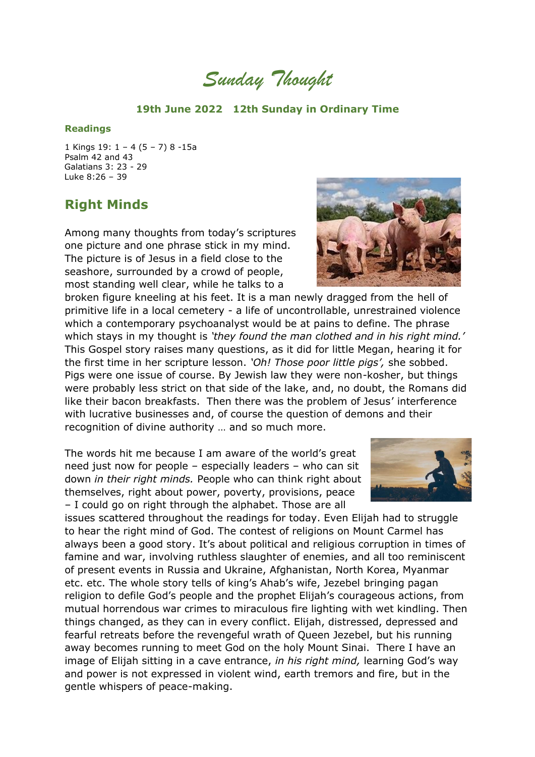# *Sunday Thought*

**19th June 2022 12th Sunday in Ordinary Time**

**Readings**

1 Kings 19: 1 – 4 (5 – 7) 8 -15a
Psalm 42 and 43
Galatians 3: 23 - 29
Luke 8:26 – 39

## Right Minds

Among many thoughts from today's scriptures one picture and one phrase stick in my mind. The picture is of Jesus in a field close to the seashore, surrounded by a crowd of people, most standing well clear, while he talks to a broken figure kneeling at his feet. It is a man newly dragged from the hell of primitive life in a local cemetery - a life of uncontrollable, unrestrained violence which a contemporary psychoanalyst would be at pains to define. The phrase which stays in my thought is *'they found the man clothed and in his right mind.'* This Gospel story raises many questions, as it did for little Megan, hearing it for the first time in her scripture lesson. *'Oh! Those poor little pigs',* she sobbed. Pigs were one issue of course. By Jewish law they were non-kosher, but things were probably less strict on that side of the lake, and, no doubt, the Romans did like their bacon breakfasts. Then there was the problem of Jesus' interference with lucrative businesses and, of course the question of demons and their recognition of divine authority … and so much more.

The words hit me because I am aware of the world's great need just now for people – especially leaders – who can sit down *in their right minds.* People who can think right about themselves, right about power, poverty, provisions, peace – I could go on right through the alphabet. Those are all issues scattered throughout the readings for today. Even Elijah had to struggle to hear the right mind of God. The contest of religions on Mount Carmel has always been a good story. It's about political and religious corruption in times of famine and war, involving ruthless slaughter of enemies, and all too reminiscent of present events in Russia and Ukraine, Afghanistan, North Korea, Myanmar etc. etc. The whole story tells of king's Ahab's wife, Jezebel bringing pagan religion to defile God's people and the prophet Elijah's courageous actions, from mutual horrendous war crimes to miraculous fire lighting with wet kindling. Then things changed, as they can in every conflict. Elijah, distressed, depressed and fearful retreats before the revengeful wrath of Queen Jezebel, but his running away becomes running to meet God on the holy Mount Sinai. There I have an image of Elijah sitting in a cave entrance, *in his right mind,* learning God's way and power is not expressed in violent wind, earth tremors and fire, but in the gentle whispers of peace-making.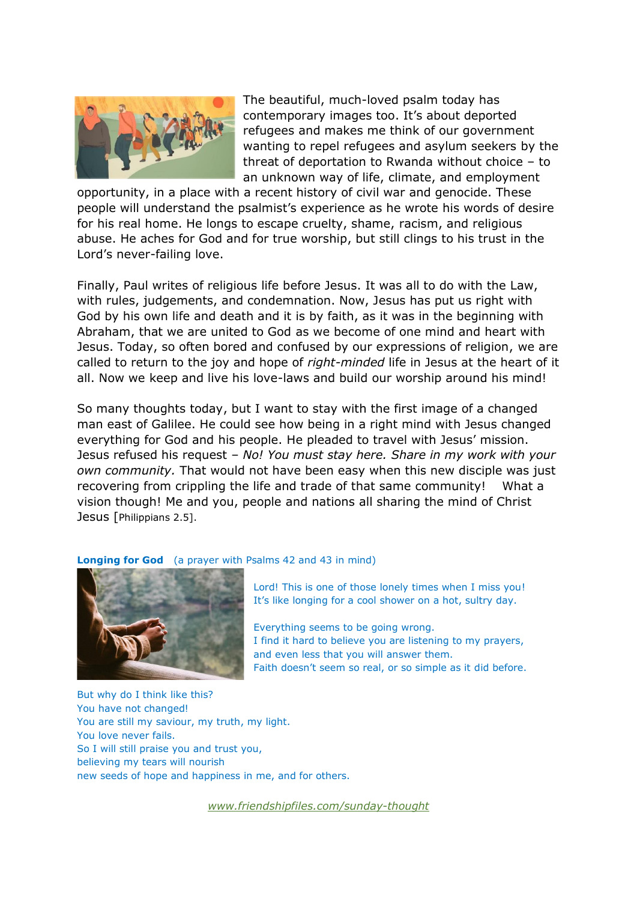The beautiful, much-loved psalm today has contemporary images too. It's about deported refugees and makes me think of our government wanting to repel refugees and asylum seekers by the threat of deportation to Rwanda without choice – to an unknown way of life, climate, and employment opportunity, in a place with a recent history of civil war and genocide. These people will understand the psalmist's experience as he wrote his words of desire for his real home. He longs to escape cruelty, shame, racism, and religious abuse. He aches for God and for true worship, but still clings to his trust in the Lord's never-failing love.

Finally, Paul writes of religious life before Jesus. It was all to do with the Law, with rules, judgements, and condemnation. Now, Jesus has put us right with God by his own life and death and it is by faith, as it was in the beginning with Abraham, that we are united to God as we become of one mind and heart with Jesus. Today, so often bored and confused by our expressions of religion, we are called to return to the joy and hope of *right-minded* life in Jesus at the heart of it all. Now we keep and live his love-laws and build our worship around his mind!

So many thoughts today, but I want to stay with the first image of a changed man east of Galilee. He could see how being in a right mind with Jesus changed everything for God and his people. He pleaded to travel with Jesus' mission. Jesus refused his request – *No! You must stay here. Share in my work with your own community.* That would not have been easy when this new disciple was just recovering from crippling the life and trade of that same community! What a vision though! Me and you, people and nations all sharing the mind of Christ Jesus [Philippians 2.5].

**Longing for God** (a prayer with Psalms 42 and 43 in mind)

Lord! This is one of those lonely times when I miss you!
It's like longing for a cool shower on a hot, sultry day.

Everything seems to be going wrong.
I find it hard to believe you are listening to my prayers,
and even less that you will answer them.
Faith doesn't seem so real, or so simple as it did before.

But why do I think like this?
You have not changed!
You are still my saviour, my truth, my light.
You love never fails.
So I will still praise you and trust you,
believing my tears will nourish
new seeds of hope and happiness in me, and for others.

*www.friendshipfiles.com/sunday-thought*